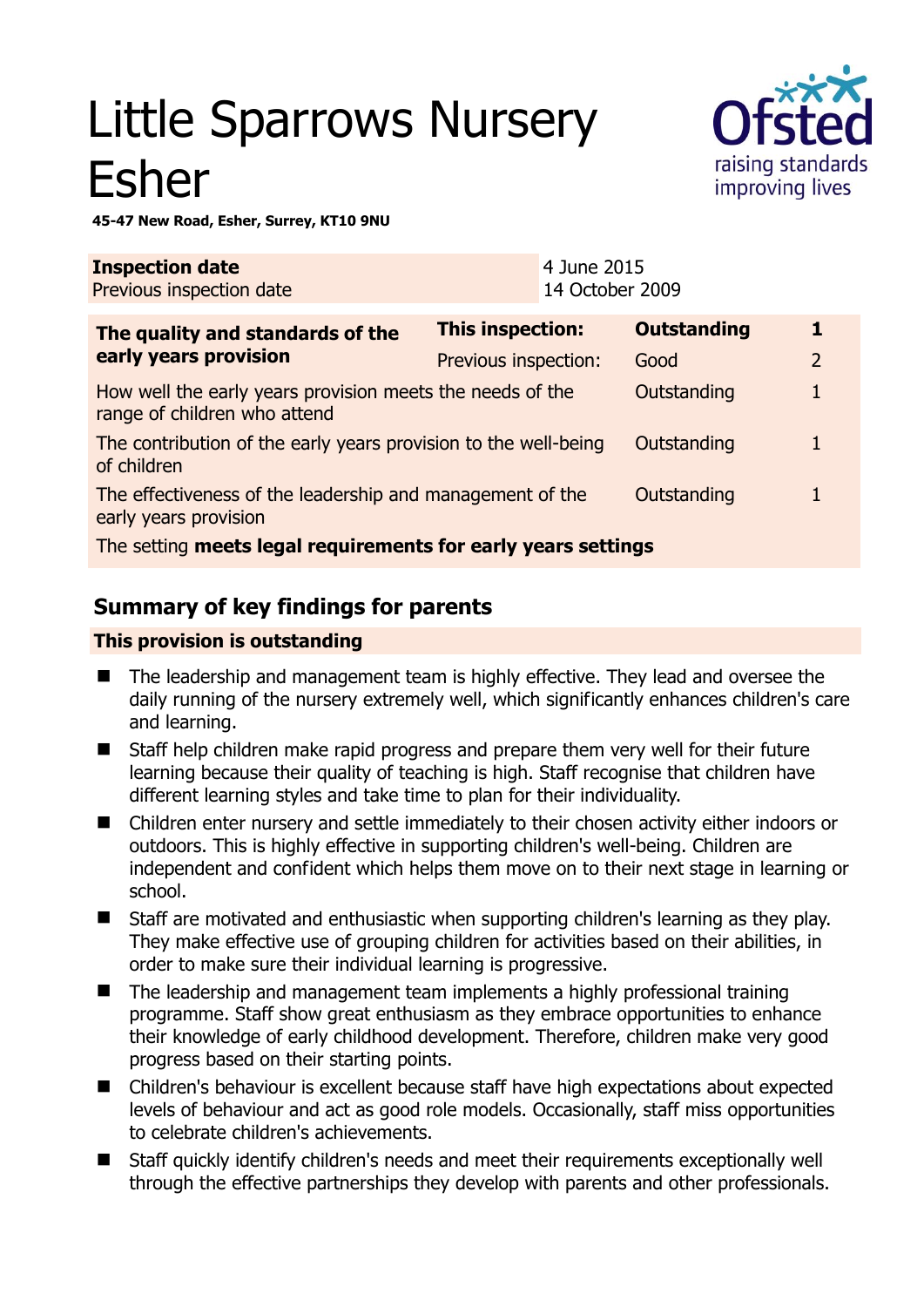# Little Sparrows Nursery Esher

**45-47 New Road, Esher, Surrey, KT10 9NU**

| **Inspection date** | 4 June 2015 |
| --- | --- |
| Previous inspection date | 14 October 2009 |

| **The quality and standards of the early years provision** | **This inspection:** | **Outstanding** | **1** |
| --- | --- | --- | --- |
| | Previous inspection: | Good | 2 |
| How well the early years provision meets the needs of the range of children who attend | | Outstanding | 1 |
| The contribution of the early years provision to the well-being of children | | Outstanding | 1 |
| The effectiveness of the leadership and management of the early years provision | | Outstanding | 1 |
| The setting **meets legal requirements for early years settings** | | | |

## Summary of key findings for parents

**This provision is outstanding**

- The leadership and management team is highly effective. They lead and oversee the daily running of the nursery extremely well, which significantly enhances children's care and learning.
- Staff help children make rapid progress and prepare them very well for their future learning because their quality of teaching is high. Staff recognise that children have different learning styles and take time to plan for their individuality.
- Children enter nursery and settle immediately to their chosen activity either indoors or outdoors. This is highly effective in supporting children's well-being. Children are independent and confident which helps them move on to their next stage in learning or school.
- Staff are motivated and enthusiastic when supporting children's learning as they play. They make effective use of grouping children for activities based on their abilities, in order to make sure their individual learning is progressive.
- The leadership and management team implements a highly professional training programme. Staff show great enthusiasm as they embrace opportunities to enhance their knowledge of early childhood development. Therefore, children make very good progress based on their starting points.
- Children's behaviour is excellent because staff have high expectations about expected levels of behaviour and act as good role models. Occasionally, staff miss opportunities to celebrate children's achievements.
- Staff quickly identify children's needs and meet their requirements exceptionally well through the effective partnerships they develop with parents and other professionals.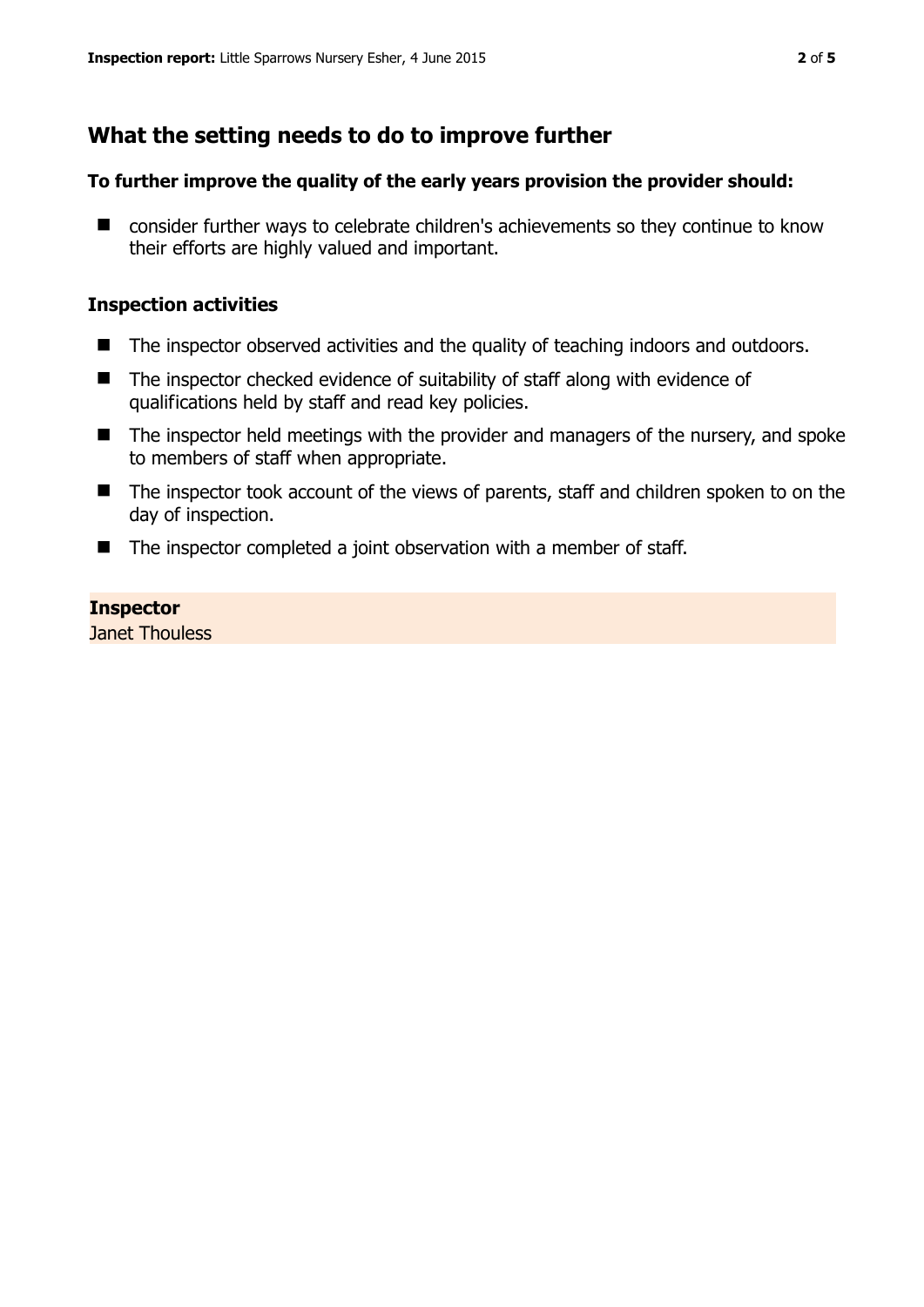## What the setting needs to do to improve further

### To further improve the quality of the early years provision the provider should:

- consider further ways to celebrate children's achievements so they continue to know their efforts are highly valued and important.

### Inspection activities

- The inspector observed activities and the quality of teaching indoors and outdoors.
- The inspector checked evidence of suitability of staff along with evidence of qualifications held by staff and read key policies.
- The inspector held meetings with the provider and managers of the nursery, and spoke to members of staff when appropriate.
- The inspector took account of the views of parents, staff and children spoken to on the day of inspection.
- The inspector completed a joint observation with a member of staff.

**Inspector**
Janet Thouless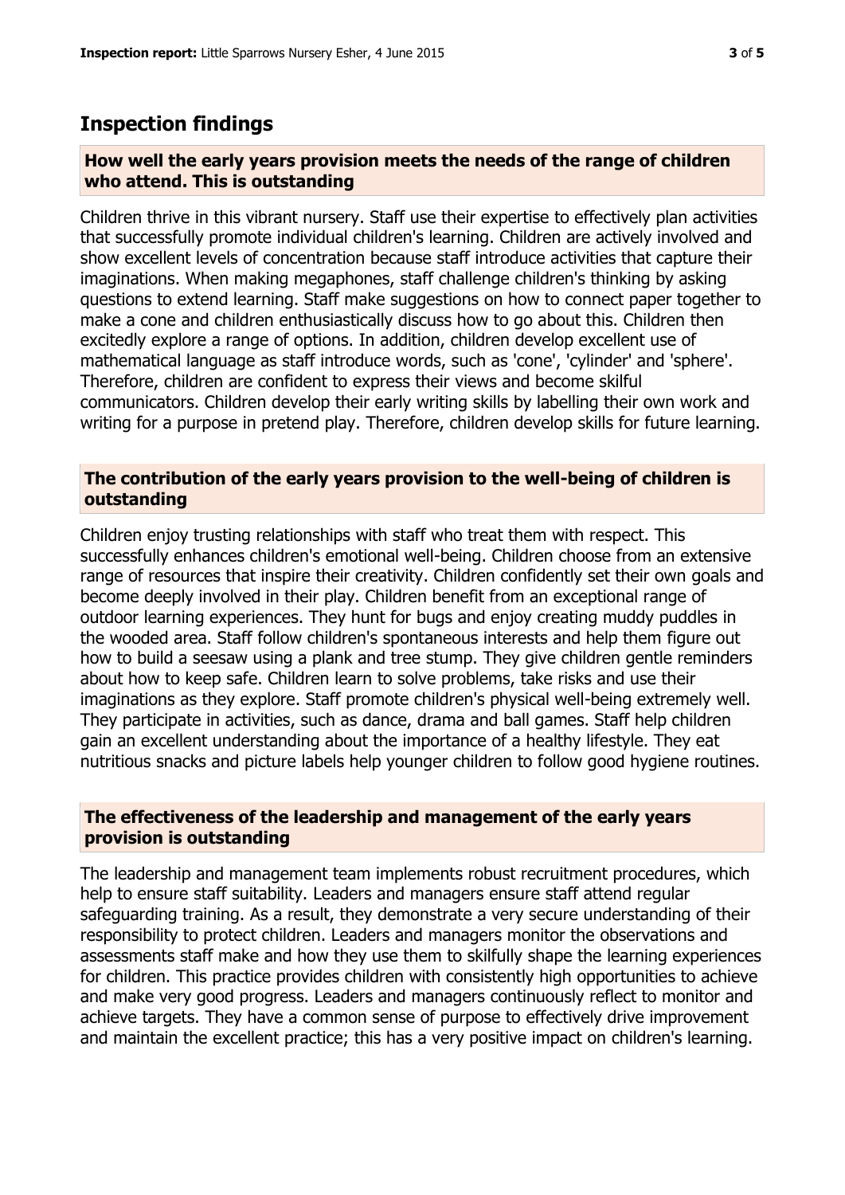## Inspection findings

### How well the early years provision meets the needs of the range of children who attend. This is outstanding

Children thrive in this vibrant nursery. Staff use their expertise to effectively plan activities that successfully promote individual children's learning. Children are actively involved and show excellent levels of concentration because staff introduce activities that capture their imaginations. When making megaphones, staff challenge children's thinking by asking questions to extend learning. Staff make suggestions on how to connect paper together to make a cone and children enthusiastically discuss how to go about this. Children then excitedly explore a range of options. In addition, children develop excellent use of mathematical language as staff introduce words, such as 'cone', 'cylinder' and 'sphere'. Therefore, children are confident to express their views and become skilful communicators. Children develop their early writing skills by labelling their own work and writing for a purpose in pretend play. Therefore, children develop skills for future learning.

### The contribution of the early years provision to the well-being of children is outstanding

Children enjoy trusting relationships with staff who treat them with respect. This successfully enhances children's emotional well-being. Children choose from an extensive range of resources that inspire their creativity. Children confidently set their own goals and become deeply involved in their play. Children benefit from an exceptional range of outdoor learning experiences. They hunt for bugs and enjoy creating muddy puddles in the wooded area. Staff follow children's spontaneous interests and help them figure out how to build a seesaw using a plank and tree stump. They give children gentle reminders about how to keep safe. Children learn to solve problems, take risks and use their imaginations as they explore. Staff promote children's physical well-being extremely well. They participate in activities, such as dance, drama and ball games. Staff help children gain an excellent understanding about the importance of a healthy lifestyle. They eat nutritious snacks and picture labels help younger children to follow good hygiene routines.

### The effectiveness of the leadership and management of the early years provision is outstanding

The leadership and management team implements robust recruitment procedures, which help to ensure staff suitability. Leaders and managers ensure staff attend regular safeguarding training. As a result, they demonstrate a very secure understanding of their responsibility to protect children. Leaders and managers monitor the observations and assessments staff make and how they use them to skilfully shape the learning experiences for children. This practice provides children with consistently high opportunities to achieve and make very good progress. Leaders and managers continuously reflect to monitor and achieve targets. They have a common sense of purpose to effectively drive improvement and maintain the excellent practice; this has a very positive impact on children's learning.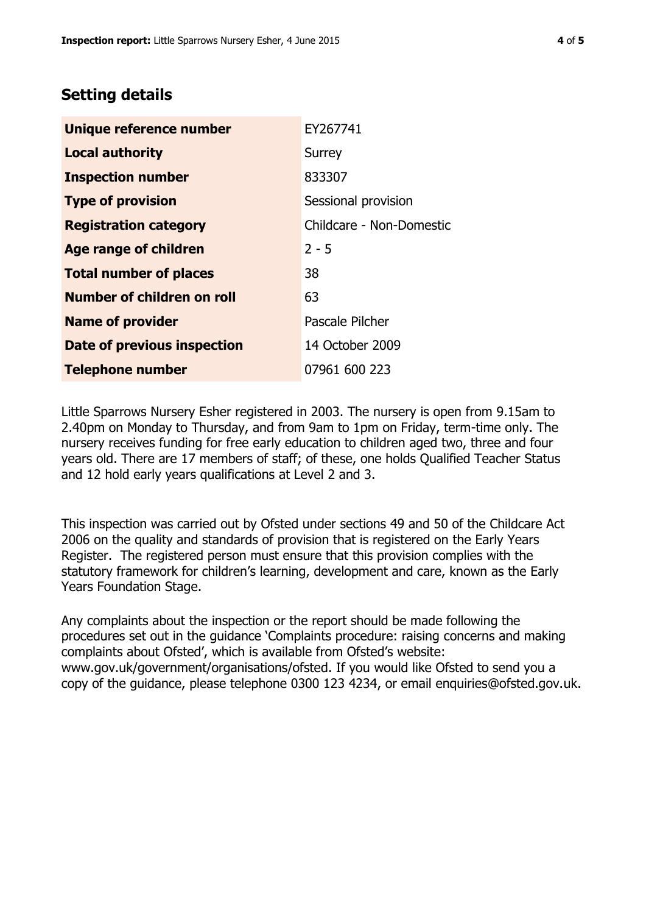## Setting details

| | |
|---|---|
| **Unique reference number** | EY267741 |
| **Local authority** | Surrey |
| **Inspection number** | 833307 |
| **Type of provision** | Sessional provision |
| **Registration category** | Childcare - Non-Domestic |
| **Age range of children** | 2 - 5 |
| **Total number of places** | 38 |
| **Number of children on roll** | 63 |
| **Name of provider** | Pascale Pilcher |
| **Date of previous inspection** | 14 October 2009 |
| **Telephone number** | 07961 600 223 |

Little Sparrows Nursery Esher registered in 2003. The nursery is open from 9.15am to 2.40pm on Monday to Thursday, and from 9am to 1pm on Friday, term-time only. The nursery receives funding for free early education to children aged two, three and four years old. There are 17 members of staff; of these, one holds Qualified Teacher Status and 12 hold early years qualifications at Level 2 and 3.

This inspection was carried out by Ofsted under sections 49 and 50 of the Childcare Act 2006 on the quality and standards of provision that is registered on the Early Years Register. The registered person must ensure that this provision complies with the statutory framework for children's learning, development and care, known as the Early Years Foundation Stage.

Any complaints about the inspection or the report should be made following the procedures set out in the guidance 'Complaints procedure: raising concerns and making complaints about Ofsted', which is available from Ofsted's website: www.gov.uk/government/organisations/ofsted. If you would like Ofsted to send you a copy of the guidance, please telephone 0300 123 4234, or email enquiries@ofsted.gov.uk.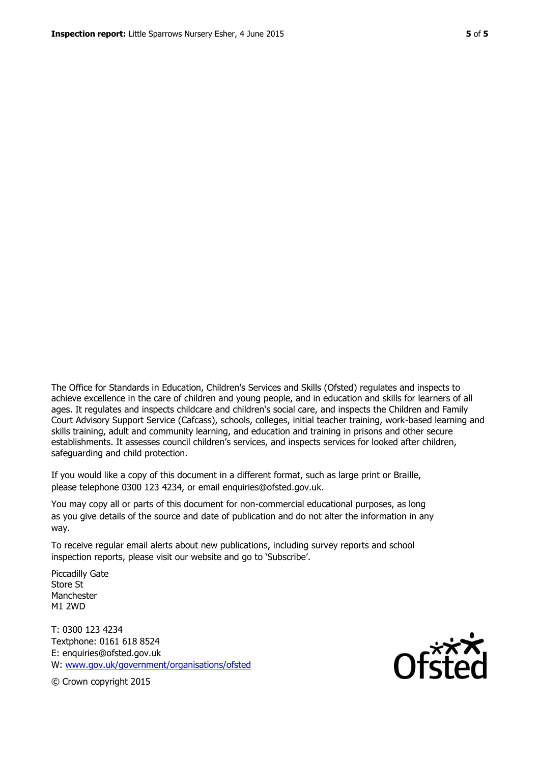The Office for Standards in Education, Children's Services and Skills (Ofsted) regulates and inspects to achieve excellence in the care of children and young people, and in education and skills for learners of all ages. It regulates and inspects childcare and children's social care, and inspects the Children and Family Court Advisory Support Service (Cafcass), schools, colleges, initial teacher training, work-based learning and skills training, adult and community learning, and education and training in prisons and other secure establishments. It assesses council children's services, and inspects services for looked after children, safeguarding and child protection.

If you would like a copy of this document in a different format, such as large print or Braille, please telephone 0300 123 4234, or email enquiries@ofsted.gov.uk.

You may copy all or parts of this document for non-commercial educational purposes, as long as you give details of the source and date of publication and do not alter the information in any way.

To receive regular email alerts about new publications, including survey reports and school inspection reports, please visit our website and go to 'Subscribe'.

Piccadilly Gate
Store St
Manchester
M1 2WD

T: 0300 123 4234
Textphone: 0161 618 8524
E: enquiries@ofsted.gov.uk
W: [www.gov.uk/government/organisations/ofsted](http://www.gov.uk/government/organisations/ofsted)

© Crown copyright 2015